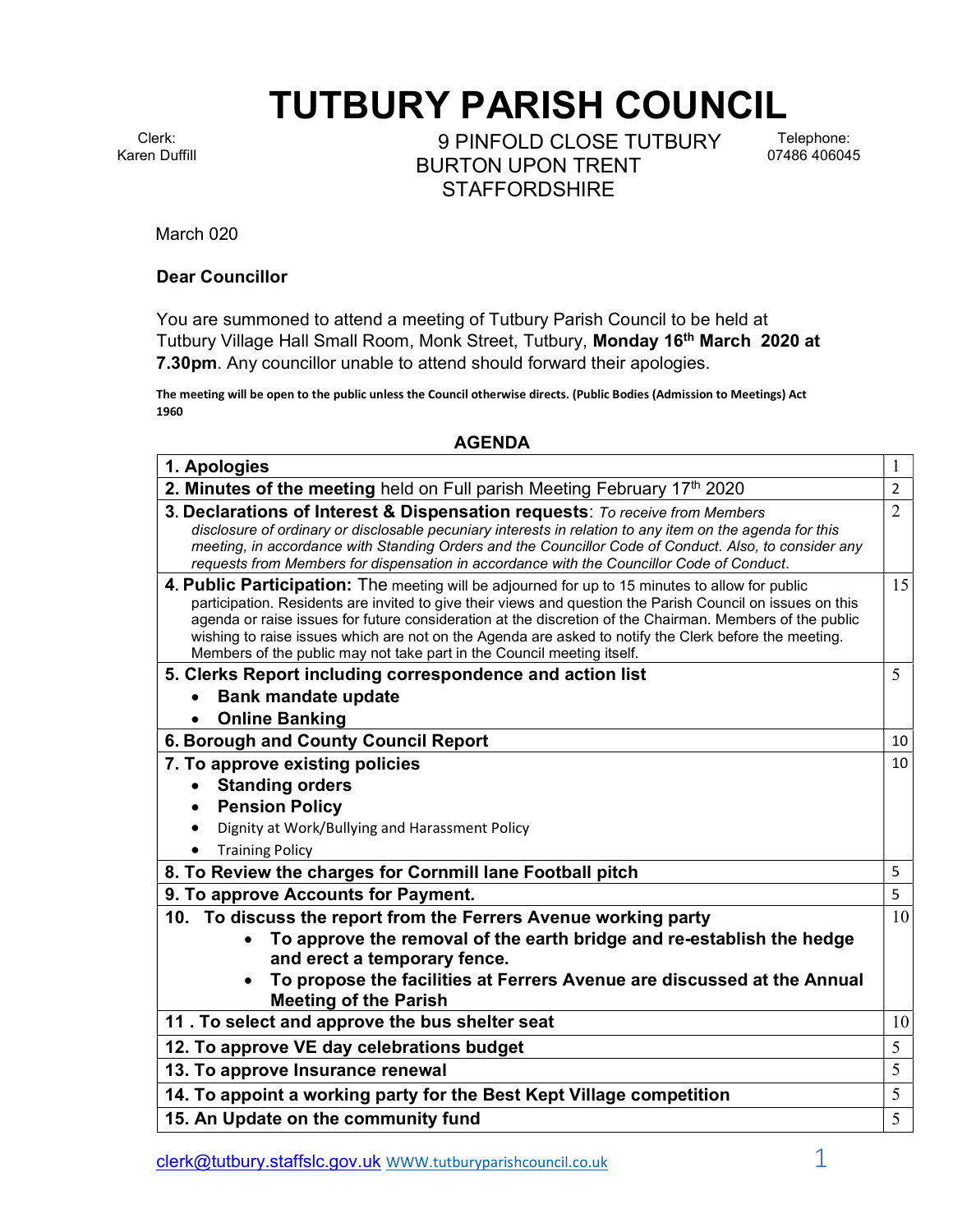# TUTBURY PARISH COUNCIL

Clerk:
Karen Duffill

9 PINFOLD CLOSE TUTBURY
BURTON UPON TRENT
STAFFORDSHIRE

Telephone:
07486 406045

March 020

**Dear Councillor**

You are summoned to attend a meeting of Tutbury Parish Council to be held at Tutbury Village Hall Small Room, Monk Street, Tutbury, **Monday 16th March 2020 at 7.30pm**. Any councillor unable to attend should forward their apologies.

**The meeting will be open to the public unless the Council otherwise directs. (Public Bodies (Admission to Meetings) Act 1960**

## AGENDA

| Item | |
|---|---|
| **1. Apologies** | 1 |
| **2. Minutes of the meeting** held on Full parish Meeting February 17th 2020 | 2 |
| **3. Declarations of Interest & Dispensation requests**: *To receive from Members disclosure of ordinary or disclosable pecuniary interests in relation to any item on the agenda for this meeting, in accordance with Standing Orders and the Councillor Code of Conduct. Also, to consider any requests from Members for dispensation in accordance with the Councillor Code of Conduct.* | 2 |
| **4. Public Participation:** The meeting will be adjourned for up to 15 minutes to allow for public participation. Residents are invited to give their views and question the Parish Council on issues on this agenda or raise issues for future consideration at the discretion of the Chairman. Members of the public wishing to raise issues which are not on the Agenda are asked to notify the Clerk before the meeting. Members of the public may not take part in the Council meeting itself. | 15 |
| **5. Clerks Report including correspondence and action list**<br>• **Bank mandate update**<br>• **Online Banking** | 5 |
| **6. Borough and County Council Report** | 10 |
| **7. To approve existing policies**<br>• **Standing orders**<br>• **Pension Policy**<br>• Dignity at Work/Bullying and Harassment Policy<br>• Training Policy | 10 |
| **8. To Review the charges for Cornmill lane Football pitch** | 5 |
| **9. To approve Accounts for Payment.** | 5 |
| **10. To discuss the report from the Ferrers Avenue working party**<br>• **To approve the removal of the earth bridge and re-establish the hedge and erect a temporary fence.**<br>• **To propose the facilities at Ferrers Avenue are discussed at the Annual Meeting of the Parish** | 10 |
| **11 . To select and approve the bus shelter seat** | 10 |
| **12. To approve VE day celebrations budget** | 5 |
| **13. To approve Insurance renewal** | 5 |
| **14. To appoint a working party for the Best Kept Village competition** | 5 |
| **15. An Update on the community fund** | 5 |

clerk@tutbury.staffslc.gov.uk WWW.tutburyparishcouncil.co.uk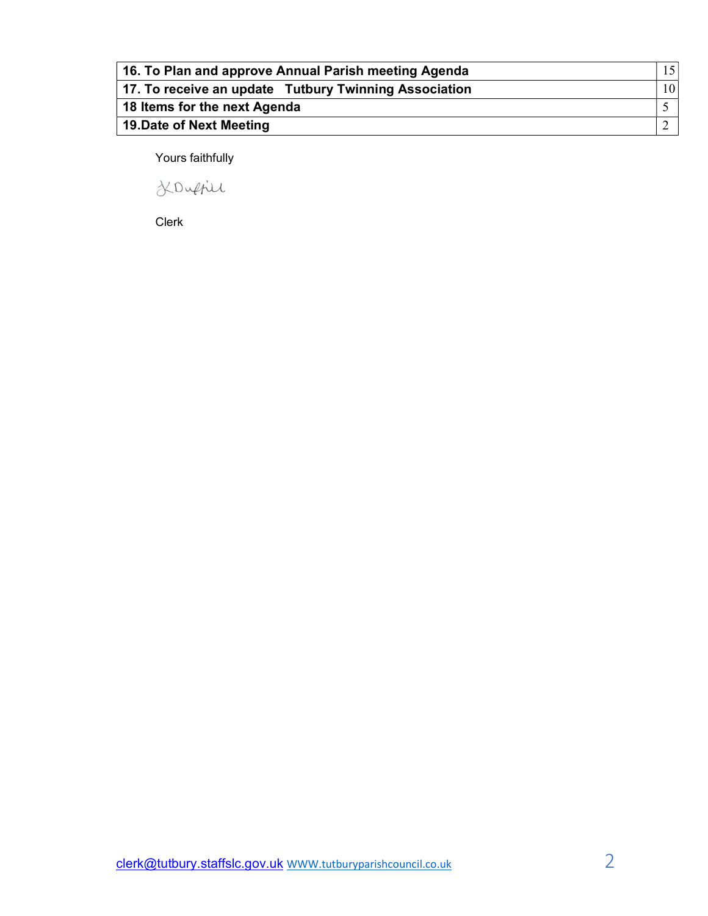| | |
|---|---|
| **16. To Plan and approve Annual Parish meeting Agenda** | 15 |
| **17. To receive an update   Tutbury Twinning Association** | 10 |
| **18 Items for the next Agenda** | 5 |
| **19.Date of Next Meeting** | 2 |

Yours faithfully

K Duffill

Clerk

clerk@tutbury.staffslc.gov.uk WWW.tutburyparishcouncil.co.uk